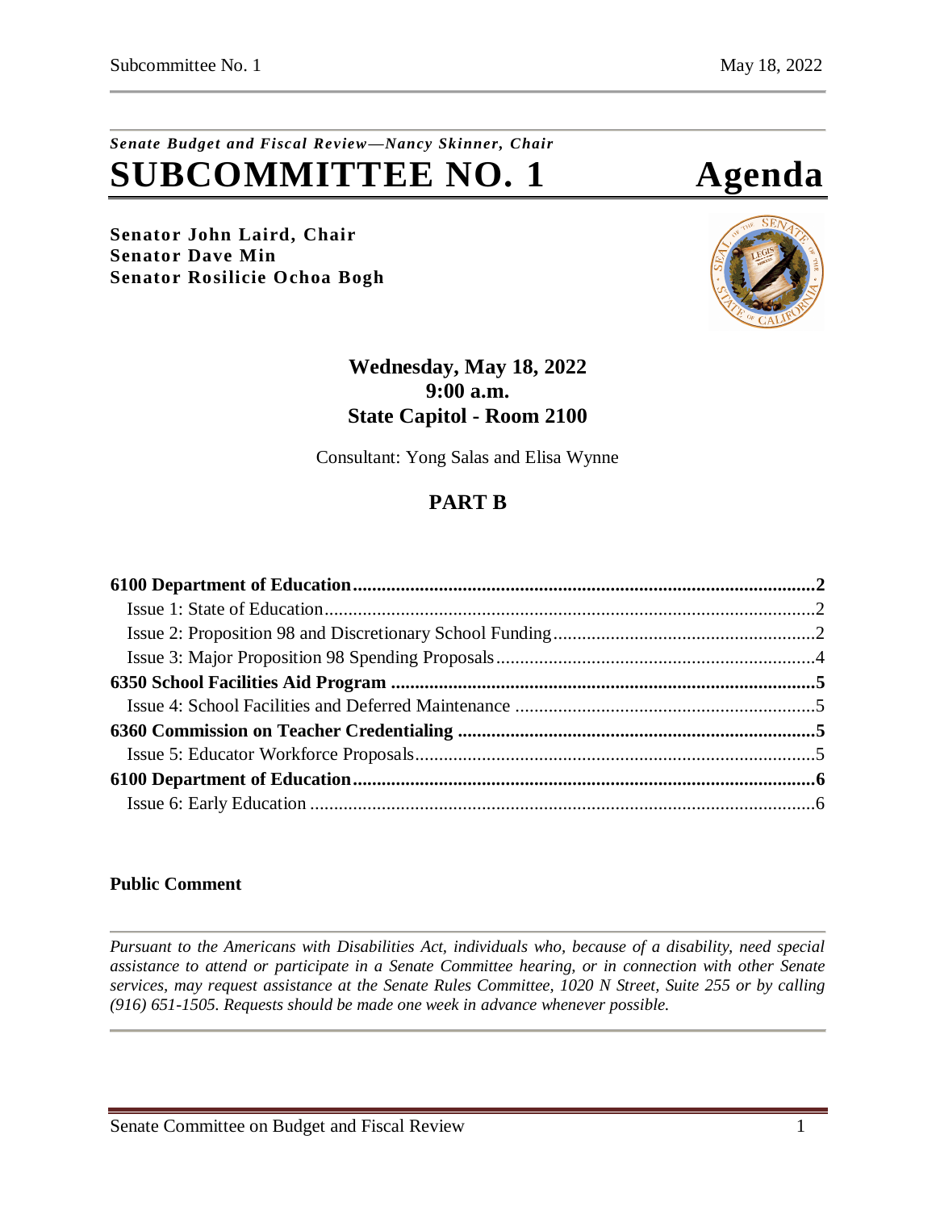*Senate Budget and Fiscal Review—Nancy Skinner, Chair*

# SUBCOMMITTEE NO. 1 Agenda

**Senator John Laird, Chair**
**Senator Dave Min**
**Senator Rosilicie Ochoa Bogh**

**Wednesday, May 18, 2022**
**9:00 a.m.**
**State Capitol - Room 2100**

Consultant: Yong Salas and Elisa Wynne

## PART B

**6100 Department of Education** ............ **2**
- Issue 1: State of Education ............ 2
- Issue 2: Proposition 98 and Discretionary School Funding ............ 2
- Issue 3: Major Proposition 98 Spending Proposals ............ 4

**6350 School Facilities Aid Program** ............ **5**
- Issue 4: School Facilities and Deferred Maintenance ............ 5

**6360 Commission on Teacher Credentialing** ............ **5**
- Issue 5: Educator Workforce Proposals ............ 5

**6100 Department of Education** ............ **6**
- Issue 6: Early Education ............ 6

**Public Comment**

*Pursuant to the Americans with Disabilities Act, individuals who, because of a disability, need special assistance to attend or participate in a Senate Committee hearing, or in connection with other Senate services, may request assistance at the Senate Rules Committee, 1020 N Street, Suite 255 or by calling (916) 651-1505. Requests should be made one week in advance whenever possible.*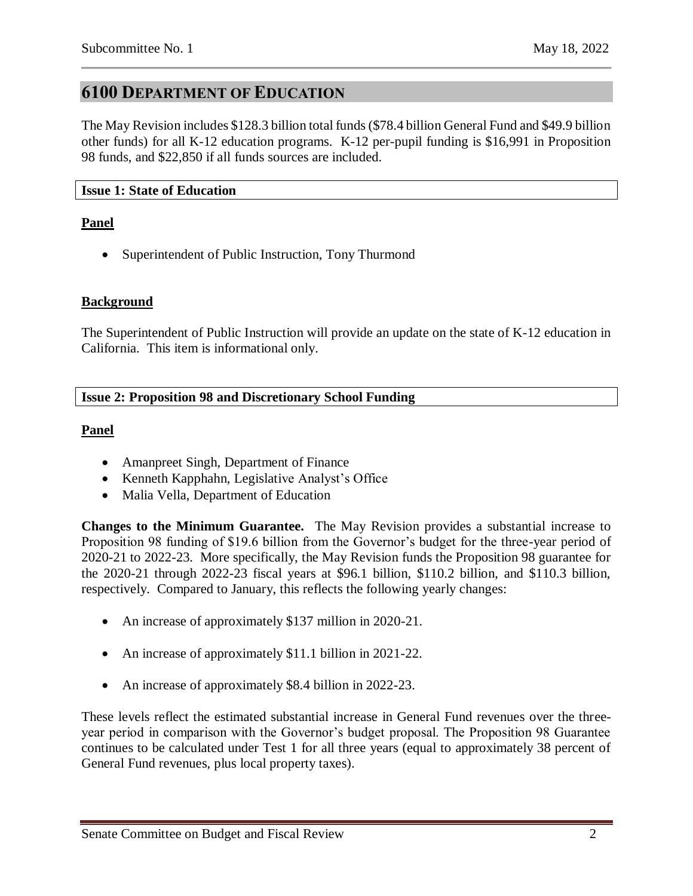## 6100 Department of Education

The May Revision includes $128.3 billion total funds ($78.4 billion General Fund and $49.9 billion other funds) for all K-12 education programs. K-12 per-pupil funding is $16,991 in Proposition 98 funds, and $22,850 if all funds sources are included.

### Issue 1: State of Education

**Panel**

- Superintendent of Public Instruction, Tony Thurmond

**Background**

The Superintendent of Public Instruction will provide an update on the state of K-12 education in California. This item is informational only.

### Issue 2: Proposition 98 and Discretionary School Funding

**Panel**

- Amanpreet Singh, Department of Finance
- Kenneth Kapphahn, Legislative Analyst's Office
- Malia Vella, Department of Education

**Changes to the Minimum Guarantee.** The May Revision provides a substantial increase to Proposition 98 funding of $19.6 billion from the Governor's budget for the three-year period of 2020-21 to 2022-23. More specifically, the May Revision funds the Proposition 98 guarantee for the 2020-21 through 2022-23 fiscal years at $96.1 billion, $110.2 billion, and $110.3 billion, respectively. Compared to January, this reflects the following yearly changes:

- An increase of approximately $137 million in 2020-21.
- An increase of approximately $11.1 billion in 2021-22.
- An increase of approximately $8.4 billion in 2022-23.

These levels reflect the estimated substantial increase in General Fund revenues over the three-year period in comparison with the Governor's budget proposal. The Proposition 98 Guarantee continues to be calculated under Test 1 for all three years (equal to approximately 38 percent of General Fund revenues, plus local property taxes).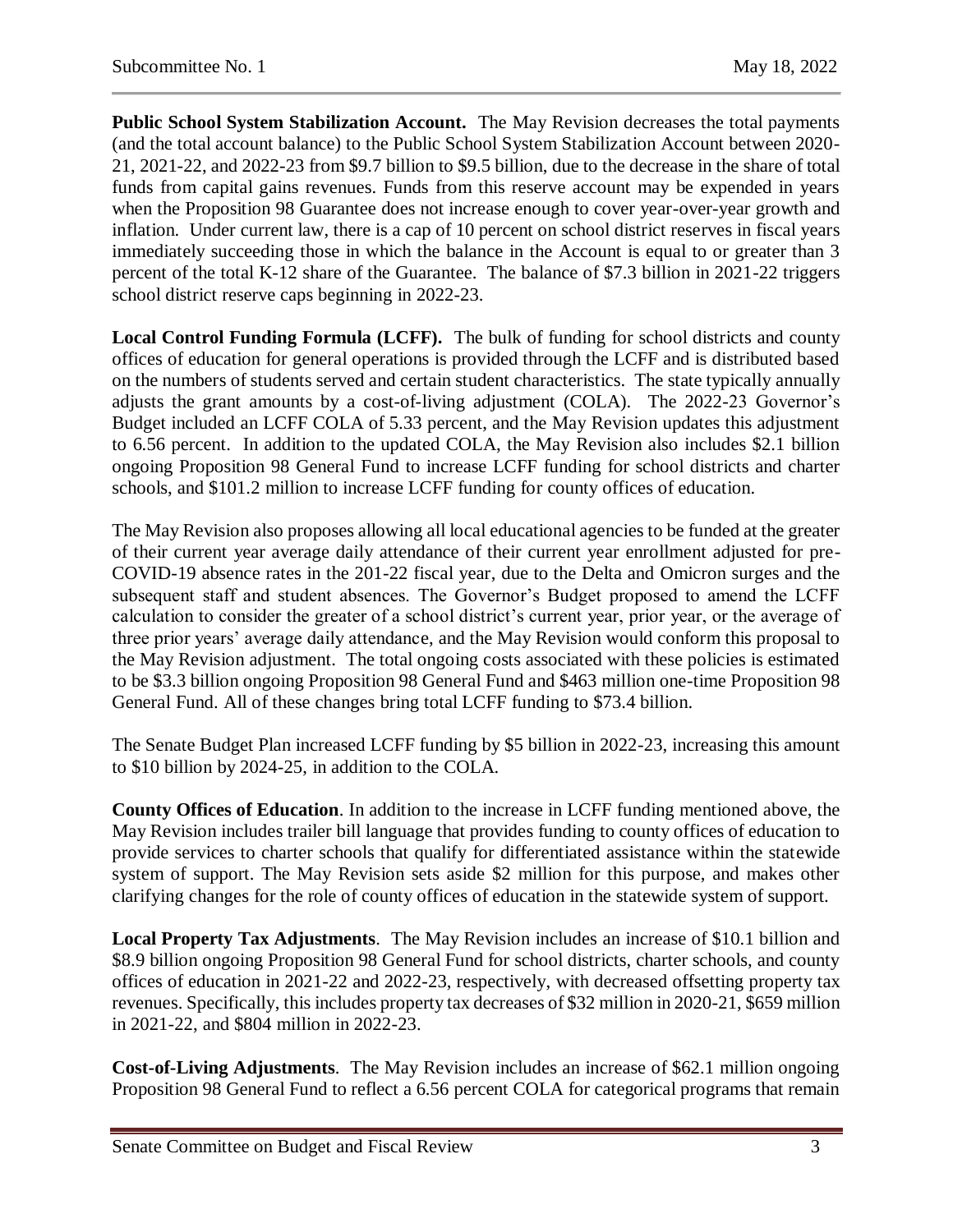**Public School System Stabilization Account.** The May Revision decreases the total payments (and the total account balance) to the Public School System Stabilization Account between 2020-21, 2021-22, and 2022-23 from $9.7 billion to $9.5 billion, due to the decrease in the share of total funds from capital gains revenues. Funds from this reserve account may be expended in years when the Proposition 98 Guarantee does not increase enough to cover year-over-year growth and inflation. Under current law, there is a cap of 10 percent on school district reserves in fiscal years immediately succeeding those in which the balance in the Account is equal to or greater than 3 percent of the total K-12 share of the Guarantee. The balance of $7.3 billion in 2021-22 triggers school district reserve caps beginning in 2022-23.

**Local Control Funding Formula (LCFF).** The bulk of funding for school districts and county offices of education for general operations is provided through the LCFF and is distributed based on the numbers of students served and certain student characteristics. The state typically annually adjusts the grant amounts by a cost-of-living adjustment (COLA). The 2022-23 Governor's Budget included an LCFF COLA of 5.33 percent, and the May Revision updates this adjustment to 6.56 percent. In addition to the updated COLA, the May Revision also includes $2.1 billion ongoing Proposition 98 General Fund to increase LCFF funding for school districts and charter schools, and $101.2 million to increase LCFF funding for county offices of education.

The May Revision also proposes allowing all local educational agencies to be funded at the greater of their current year average daily attendance of their current year enrollment adjusted for pre-COVID-19 absence rates in the 201-22 fiscal year, due to the Delta and Omicron surges and the subsequent staff and student absences. The Governor's Budget proposed to amend the LCFF calculation to consider the greater of a school district's current year, prior year, or the average of three prior years' average daily attendance, and the May Revision would conform this proposal to the May Revision adjustment. The total ongoing costs associated with these policies is estimated to be $3.3 billion ongoing Proposition 98 General Fund and $463 million one-time Proposition 98 General Fund. All of these changes bring total LCFF funding to $73.4 billion.

The Senate Budget Plan increased LCFF funding by $5 billion in 2022-23, increasing this amount to $10 billion by 2024-25, in addition to the COLA.

**County Offices of Education**. In addition to the increase in LCFF funding mentioned above, the May Revision includes trailer bill language that provides funding to county offices of education to provide services to charter schools that qualify for differentiated assistance within the statewide system of support. The May Revision sets aside $2 million for this purpose, and makes other clarifying changes for the role of county offices of education in the statewide system of support.

**Local Property Tax Adjustments**. The May Revision includes an increase of $10.1 billion and $8.9 billion ongoing Proposition 98 General Fund for school districts, charter schools, and county offices of education in 2021-22 and 2022-23, respectively, with decreased offsetting property tax revenues. Specifically, this includes property tax decreases of $32 million in 2020-21, $659 million in 2021-22, and $804 million in 2022-23.

**Cost-of-Living Adjustments**. The May Revision includes an increase of $62.1 million ongoing Proposition 98 General Fund to reflect a 6.56 percent COLA for categorical programs that remain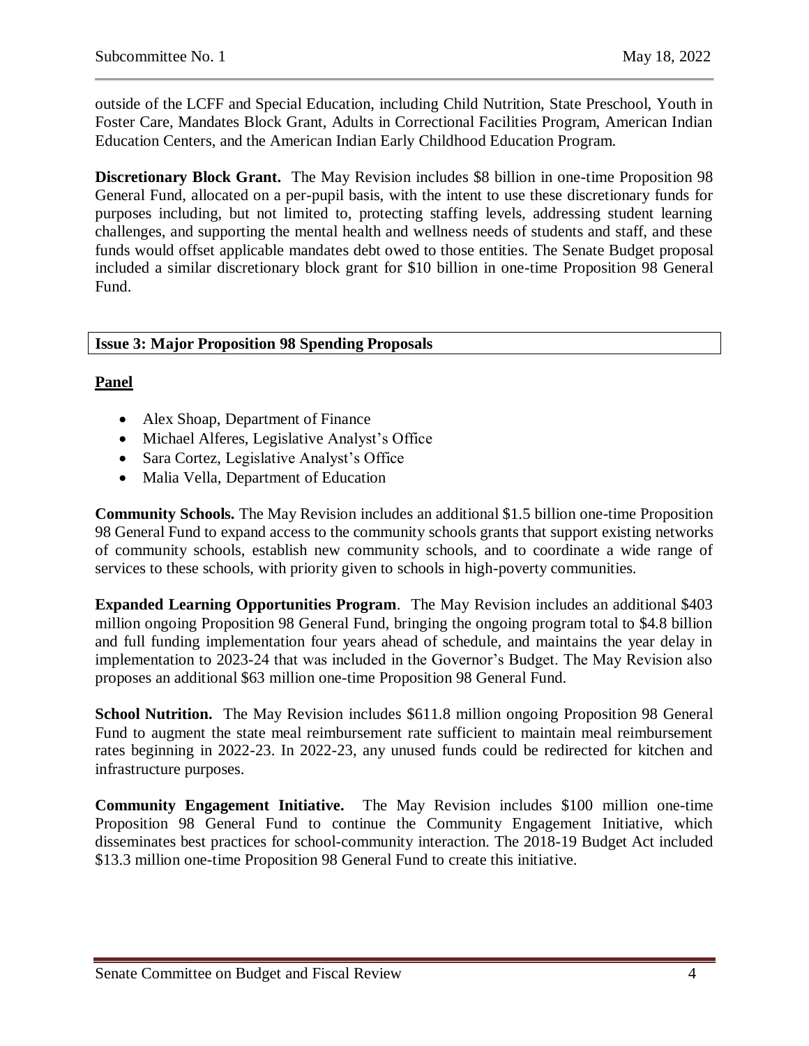outside of the LCFF and Special Education, including Child Nutrition, State Preschool, Youth in Foster Care, Mandates Block Grant, Adults in Correctional Facilities Program, American Indian Education Centers, and the American Indian Early Childhood Education Program.

**Discretionary Block Grant.** The May Revision includes $8 billion in one-time Proposition 98 General Fund, allocated on a per-pupil basis, with the intent to use these discretionary funds for purposes including, but not limited to, protecting staffing levels, addressing student learning challenges, and supporting the mental health and wellness needs of students and staff, and these funds would offset applicable mandates debt owed to those entities. The Senate Budget proposal included a similar discretionary block grant for $10 billion in one-time Proposition 98 General Fund.

## Issue 3: Major Proposition 98 Spending Proposals

**Panel**

- Alex Shoap, Department of Finance
- Michael Alferes, Legislative Analyst's Office
- Sara Cortez, Legislative Analyst's Office
- Malia Vella, Department of Education

**Community Schools.** The May Revision includes an additional $1.5 billion one-time Proposition 98 General Fund to expand access to the community schools grants that support existing networks of community schools, establish new community schools, and to coordinate a wide range of services to these schools, with priority given to schools in high-poverty communities.

**Expanded Learning Opportunities Program**. The May Revision includes an additional $403 million ongoing Proposition 98 General Fund, bringing the ongoing program total to $4.8 billion and full funding implementation four years ahead of schedule, and maintains the year delay in implementation to 2023-24 that was included in the Governor's Budget. The May Revision also proposes an additional $63 million one-time Proposition 98 General Fund.

**School Nutrition.** The May Revision includes $611.8 million ongoing Proposition 98 General Fund to augment the state meal reimbursement rate sufficient to maintain meal reimbursement rates beginning in 2022-23. In 2022-23, any unused funds could be redirected for kitchen and infrastructure purposes.

**Community Engagement Initiative.** The May Revision includes $100 million one-time Proposition 98 General Fund to continue the Community Engagement Initiative, which disseminates best practices for school-community interaction. The 2018-19 Budget Act included $13.3 million one-time Proposition 98 General Fund to create this initiative.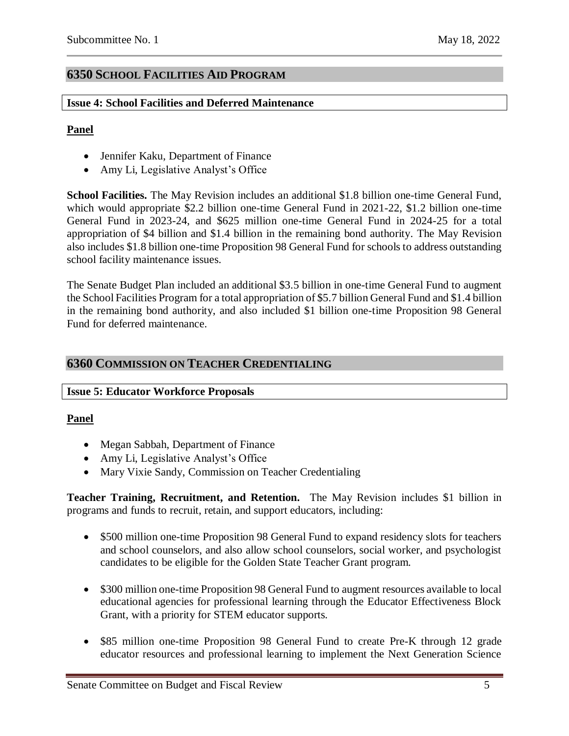## 6350 School Facilities Aid Program

### Issue 4: School Facilities and Deferred Maintenance

**Panel**

- Jennifer Kaku, Department of Finance
- Amy Li, Legislative Analyst's Office

**School Facilities.** The May Revision includes an additional $1.8 billion one-time General Fund, which would appropriate $2.2 billion one-time General Fund in 2021-22, $1.2 billion one-time General Fund in 2023-24, and $625 million one-time General Fund in 2024-25 for a total appropriation of $4 billion and $1.4 billion in the remaining bond authority. The May Revision also includes $1.8 billion one-time Proposition 98 General Fund for schools to address outstanding school facility maintenance issues.

The Senate Budget Plan included an additional $3.5 billion in one-time General Fund to augment the School Facilities Program for a total appropriation of $5.7 billion General Fund and $1.4 billion in the remaining bond authority, and also included $1 billion one-time Proposition 98 General Fund for deferred maintenance.

## 6360 Commission on Teacher Credentialing

### Issue 5: Educator Workforce Proposals

**Panel**

- Megan Sabbah, Department of Finance
- Amy Li, Legislative Analyst's Office
- Mary Vixie Sandy, Commission on Teacher Credentialing

**Teacher Training, Recruitment, and Retention.** The May Revision includes $1 billion in programs and funds to recruit, retain, and support educators, including:

- $500 million one-time Proposition 98 General Fund to expand residency slots for teachers and school counselors, and also allow school counselors, social worker, and psychologist candidates to be eligible for the Golden State Teacher Grant program.
- $300 million one-time Proposition 98 General Fund to augment resources available to local educational agencies for professional learning through the Educator Effectiveness Block Grant, with a priority for STEM educator supports.
- $85 million one-time Proposition 98 General Fund to create Pre-K through 12 grade educator resources and professional learning to implement the Next Generation Science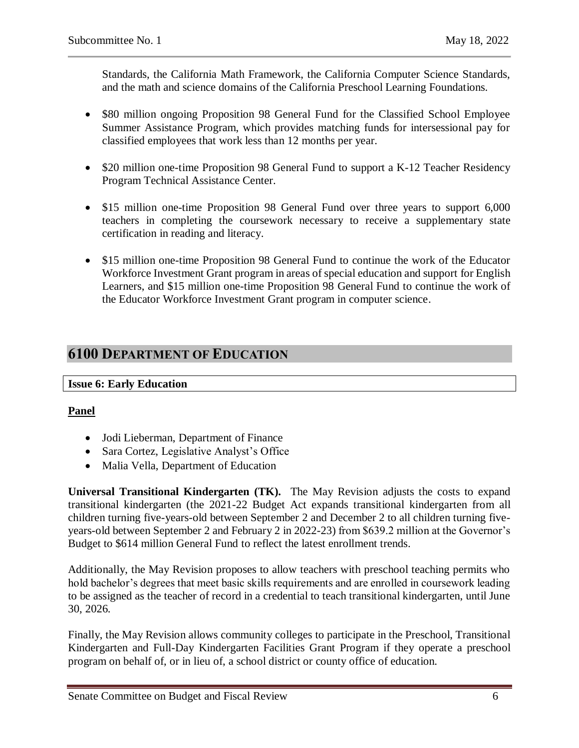Standards, the California Math Framework, the California Computer Science Standards, and the math and science domains of the California Preschool Learning Foundations.

- $80 million ongoing Proposition 98 General Fund for the Classified School Employee Summer Assistance Program, which provides matching funds for intersessional pay for classified employees that work less than 12 months per year.
- $20 million one-time Proposition 98 General Fund to support a K-12 Teacher Residency Program Technical Assistance Center.
- $15 million one-time Proposition 98 General Fund over three years to support 6,000 teachers in completing the coursework necessary to receive a supplementary state certification in reading and literacy.
- $15 million one-time Proposition 98 General Fund to continue the work of the Educator Workforce Investment Grant program in areas of special education and support for English Learners, and $15 million one-time Proposition 98 General Fund to continue the work of the Educator Workforce Investment Grant program in computer science.

# 6100 DEPARTMENT OF EDUCATION

## Issue 6: Early Education

**Panel**

- Jodi Lieberman, Department of Finance
- Sara Cortez, Legislative Analyst's Office
- Malia Vella, Department of Education

**Universal Transitional Kindergarten (TK).** The May Revision adjusts the costs to expand transitional kindergarten (the 2021-22 Budget Act expands transitional kindergarten from all children turning five-years-old between September 2 and December 2 to all children turning five-years-old between September 2 and February 2 in 2022-23) from $639.2 million at the Governor's Budget to $614 million General Fund to reflect the latest enrollment trends.

Additionally, the May Revision proposes to allow teachers with preschool teaching permits who hold bachelor's degrees that meet basic skills requirements and are enrolled in coursework leading to be assigned as the teacher of record in a credential to teach transitional kindergarten, until June 30, 2026.

Finally, the May Revision allows community colleges to participate in the Preschool, Transitional Kindergarten and Full-Day Kindergarten Facilities Grant Program if they operate a preschool program on behalf of, or in lieu of, a school district or county office of education.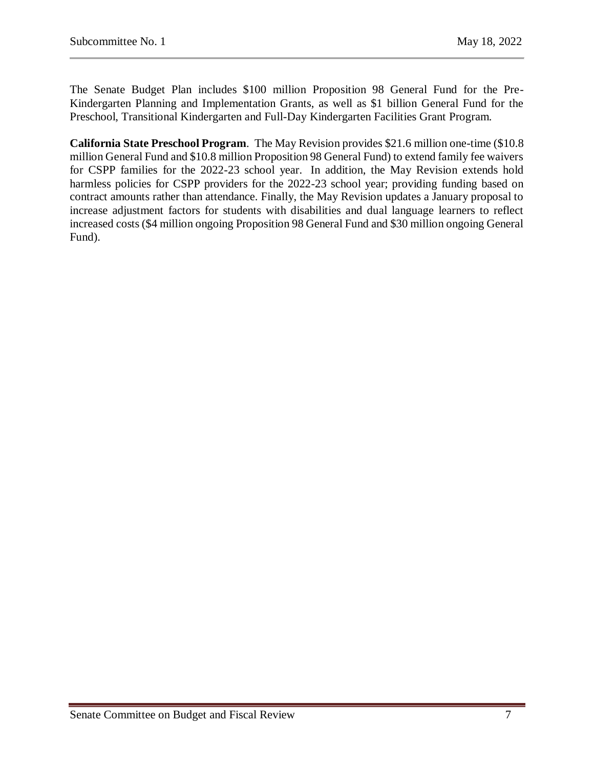The Senate Budget Plan includes $100 million Proposition 98 General Fund for the Pre-Kindergarten Planning and Implementation Grants, as well as $1 billion General Fund for the Preschool, Transitional Kindergarten and Full-Day Kindergarten Facilities Grant Program.

**California State Preschool Program**. The May Revision provides $21.6 million one-time ($10.8 million General Fund and $10.8 million Proposition 98 General Fund) to extend family fee waivers for CSPP families for the 2022-23 school year. In addition, the May Revision extends hold harmless policies for CSPP providers for the 2022-23 school year; providing funding based on contract amounts rather than attendance. Finally, the May Revision updates a January proposal to increase adjustment factors for students with disabilities and dual language learners to reflect increased costs ($4 million ongoing Proposition 98 General Fund and $30 million ongoing General Fund).